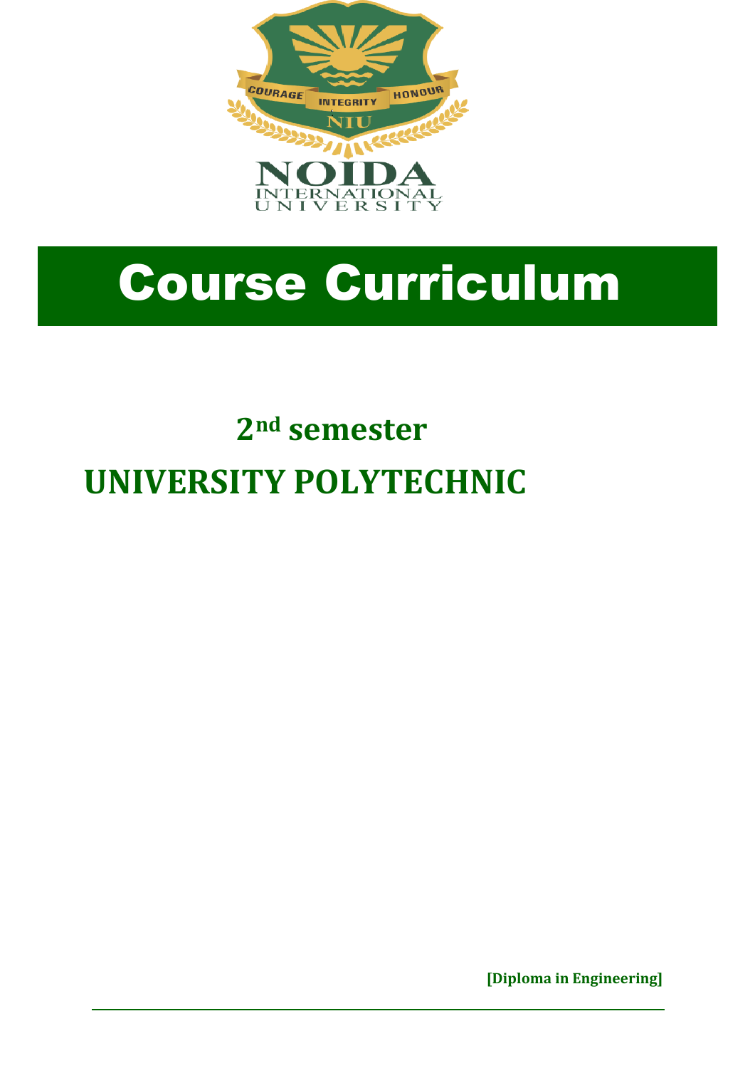# Course Curriculum

## 2nd semester

## UNIVERSITY POLYTECHNIC

**[Diploma in Engineering]**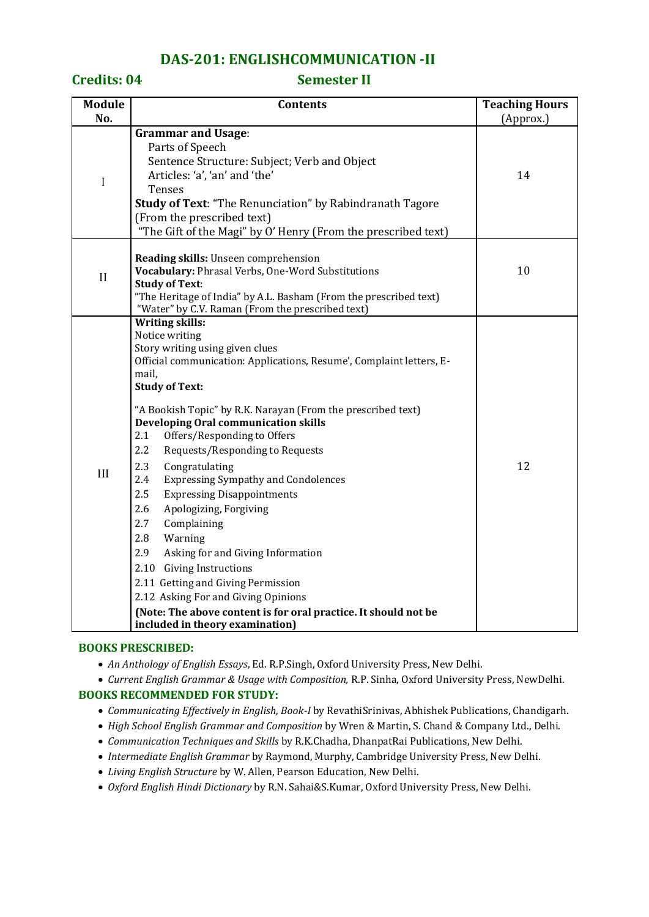# DAS-201: ENGLISHCOMMUNICATION -II

**Credits: 04** **Semester II**

| Module No. | Contents | Teaching Hours (Approx.) |
|---|---|---|
| I | **Grammar and Usage**:<br>Parts of Speech<br>Sentence Structure: Subject; Verb and Object<br>Articles: 'a', 'an' and 'the'<br>Tenses<br>**Study of Text**: "The Renunciation" by Rabindranath Tagore (From the prescribed text)<br>"The Gift of the Magi" by O' Henry (From the prescribed text) | 14 |
| II | **Reading skills:** Unseen comprehension<br>**Vocabulary:** Phrasal Verbs, One-Word Substitutions<br>**Study of Text**:<br>"The Heritage of India" by A.L. Basham (From the prescribed text)<br>"Water" by C.V. Raman (From the prescribed text) | 10 |
| III | **Writing skills:**<br>Notice writing<br>Story writing using given clues<br>Official communication: Applications, Resume', Complaint letters, E-mail,<br>**Study of Text:**<br>"A Bookish Topic" by R.K. Narayan (From the prescribed text)<br>**Developing Oral communication skills**<br>2.1 Offers/Responding to Offers<br>2.2 Requests/Responding to Requests<br>2.3 Congratulating<br>2.4 Expressing Sympathy and Condolences<br>2.5 Expressing Disappointments<br>2.6 Apologizing, Forgiving<br>2.7 Complaining<br>2.8 Warning<br>2.9 Asking for and Giving Information<br>2.10 Giving Instructions<br>2.11 Getting and Giving Permission<br>2.12 Asking For and Giving Opinions<br>**(Note: The above content is for oral practice. It should not be included in theory examination)** | 12 |

**BOOKS PRESCRIBED:**

- *An Anthology of English Essays*, Ed. R.P.Singh, Oxford University Press, New Delhi.
- *Current English Grammar & Usage with Composition,* R.P. Sinha, Oxford University Press, NewDelhi.

**BOOKS RECOMMENDED FOR STUDY:**

- *Communicating Effectively in English, Book-I* by RevathiSrinivas, Abhishek Publications, Chandigarh.
- *High School English Grammar and Composition* by Wren & Martin, S. Chand & Company Ltd., Delhi.
- *Communication Techniques and Skills* by R.K.Chadha, DhanpatRai Publications, New Delhi.
- *Intermediate English Grammar* by Raymond, Murphy, Cambridge University Press, New Delhi.
- *Living English Structure* by W. Allen, Pearson Education, New Delhi.
- *Oxford English Hindi Dictionary* by R.N. Sahai&S.Kumar, Oxford University Press, New Delhi.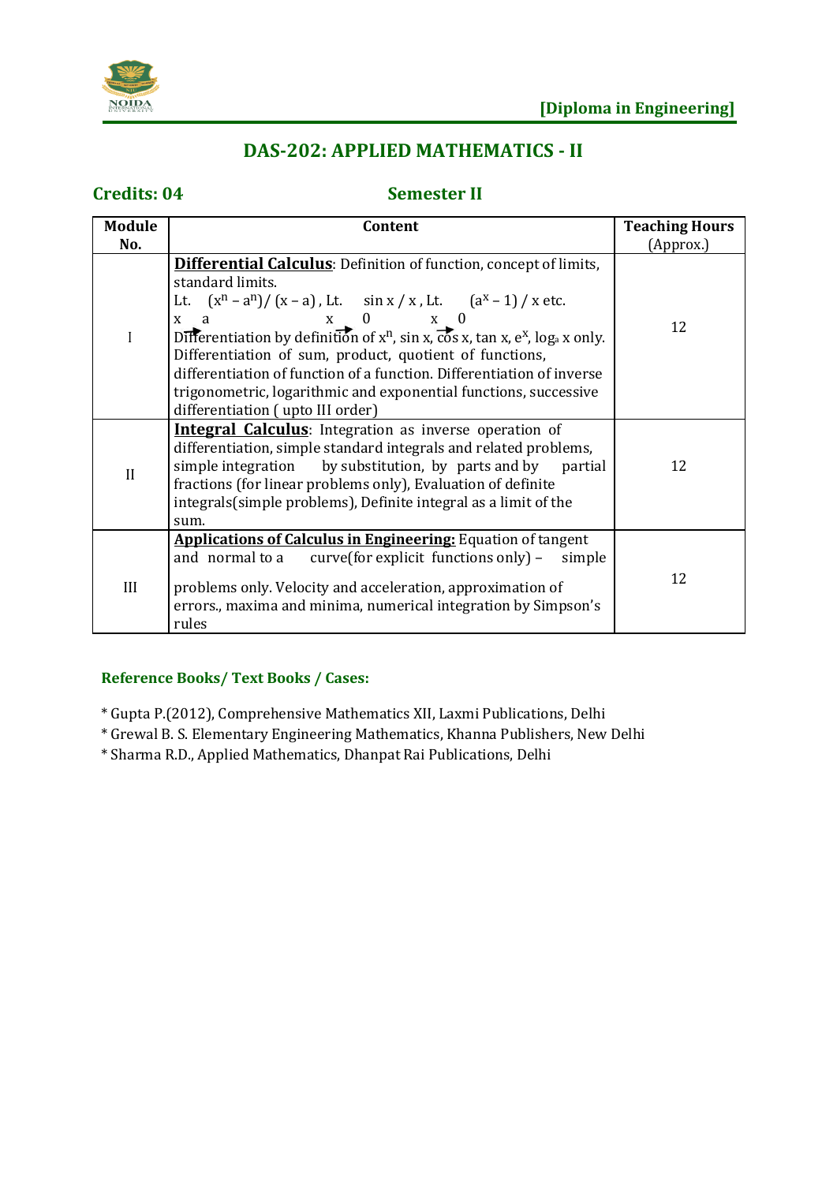**[Diploma in Engineering]**

## DAS-202: APPLIED MATHEMATICS - II

**Credits: 04** **Semester II**

| Module No. | Content | Teaching Hours (Approx.) |
|---|---|---|
| I | **Differential Calculus**: Definition of function, concept of limits, standard limits. $\lim_{x \to a} (x^n - a^n)/(x - a)$, $\lim_{x \to 0} \sin x / x$, $\lim_{x \to 0} (a^x - 1)/x$ etc. Differentiation by definition of $x^n$, sin x, cos x, tan x, $e^x$, $\log_a x$ only. Differentiation of sum, product, quotient of functions, differentiation of function of a function. Differentiation of inverse trigonometric, logarithmic and exponential functions, successive differentiation ( upto III order) | 12 |
| II | **Integral Calculus**: Integration as inverse operation of differentiation, simple standard integrals and related problems, simple integration by substitution, by parts and by partial fractions (for linear problems only), Evaluation of definite integrals(simple problems), Definite integral as a limit of the sum. | 12 |
| III | **Applications of Calculus in Engineering:** Equation of tangent and normal to a curve(for explicit functions only) – simple problems only. Velocity and acceleration, approximation of errors., maxima and minima, numerical integration by Simpson's rules | 12 |

### Reference Books/ Text Books / Cases:

* Gupta P.(2012), Comprehensive Mathematics XII, Laxmi Publications, Delhi
* Grewal B. S. Elementary Engineering Mathematics, Khanna Publishers, New Delhi
* Sharma R.D., Applied Mathematics, Dhanpat Rai Publications, Delhi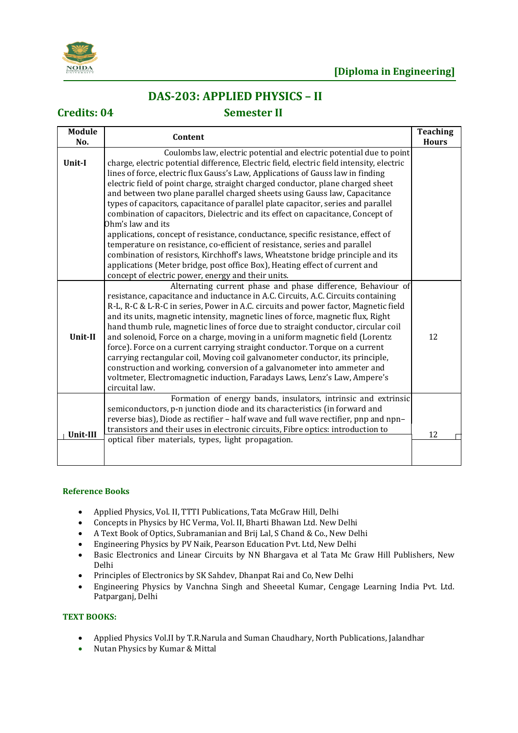**[Diploma in Engineering]**

# DAS-203: APPLIED PHYSICS – II

**Credits: 04** **Semester II**

| Module No. | Content | Teaching Hours |
|---|---|---|
| **Unit-I** | Coulombs law, electric potential and electric potential due to point charge, electric potential difference, Electric field, electric field intensity, electric lines of force, electric flux Gauss's Law, Applications of Gauss law in finding electric field of point charge, straight charged conductor, plane charged sheet and between two plane parallel charged sheets using Gauss law, Capacitance types of capacitors, capacitance of parallel plate capacitor, series and parallel combination of capacitors, Dielectric and its effect on capacitance, Concept of Ohm's law and its applications, concept of resistance, conductance, specific resistance, effect of temperature on resistance, co-efficient of resistance, series and parallel combination of resistors, Kirchhoff's laws, Wheatstone bridge principle and its applications (Meter bridge, post office Box), Heating effect of current and concept of electric power, energy and their units. | |
| **Unit-II** | Alternating current phase and phase difference, Behaviour of resistance, capacitance and inductance in A.C. Circuits, A.C. Circuits containing R-L, R-C & L-R-C in series, Power in A.C. circuits and power factor, Magnetic field and its units, magnetic intensity, magnetic lines of force, magnetic flux, Right hand thumb rule, magnetic lines of force due to straight conductor, circular coil and solenoid, Force on a charge, moving in a uniform magnetic field (Lorentz force). Force on a current carrying straight conductor. Torque on a current carrying rectangular coil, Moving coil galvanometer conductor, its principle, construction and working, conversion of a galvanometer into ammeter and voltmeter, Electromagnetic induction, Faradays Laws, Lenz's Law, Ampere's circuital law. | 12 |
| **Unit-III** | Formation of energy bands, insulators, intrinsic and extrinsic semiconductors, p-n junction diode and its characteristics (in forward and reverse bias), Diode as rectifier – half wave and full wave rectifier, pnp and npn–transistors and their uses in electronic circuits, Fibre optics: introduction to optical fiber materials, types, light propagation. | 12 |

### Reference Books

- Applied Physics, Vol. II, TTTI Publications, Tata McGraw Hill, Delhi
- Concepts in Physics by HC Verma, Vol. II, Bharti Bhawan Ltd. New Delhi
- A Text Book of Optics, Subramanian and Brij Lal, S Chand & Co., New Delhi
- Engineering Physics by PV Naik, Pearson Education Pvt. Ltd, New Delhi
- Basic Electronics and Linear Circuits by NN Bhargava et al Tata Mc Graw Hill Publishers, New Delhi
- Principles of Electronics by SK Sahdev, Dhanpat Rai and Co, New Delhi
- Engineering Physics by Vanchna Singh and Sheeetal Kumar, Cengage Learning India Pvt. Ltd. Patparganj, Delhi

### TEXT BOOKS:

- Applied Physics Vol.II by T.R.Narula and Suman Chaudhary, North Publications, Jalandhar
- Nutan Physics by Kumar & Mittal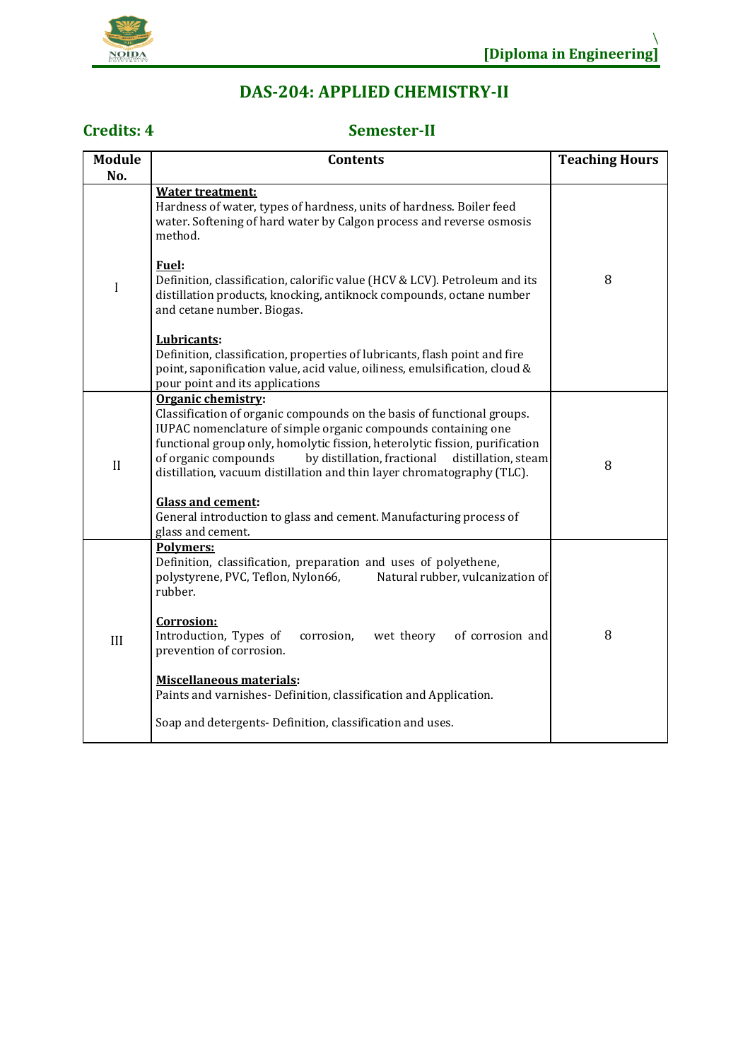# DAS-204: APPLIED CHEMISTRY-II

**Credits: 4** **Semester-II**

| Module No. | Contents | Teaching Hours |
|---|---|---|
| I | **Water treatment:** Hardness of water, types of hardness, units of hardness. Boiler feed water. Softening of hard water by Calgon process and reverse osmosis method. <br><br> **Fuel:** Definition, classification, calorific value (HCV & LCV). Petroleum and its distillation products, knocking, antiknock compounds, octane number and cetane number. Biogas. <br><br> **Lubricants:** Definition, classification, properties of lubricants, flash point and fire point, saponification value, acid value, oiliness, emulsification, cloud & pour point and its applications | 8 |
| II | **Organic chemistry:** Classification of organic compounds on the basis of functional groups. IUPAC nomenclature of simple organic compounds containing one functional group only, homolytic fission, heterolytic fission, purification of organic compounds by distillation, fractional distillation, steam distillation, vacuum distillation and thin layer chromatography (TLC). <br><br> **Glass and cement:** General introduction to glass and cement. Manufacturing process of glass and cement. | 8 |
| III | **Polymers:** Definition, classification, preparation and uses of polyethene, polystyrene, PVC, Teflon, Nylon66, Natural rubber, vulcanization of rubber. <br><br> **Corrosion:** Introduction, Types of corrosion, wet theory of corrosion and prevention of corrosion. <br><br> **Miscellaneous materials:** Paints and varnishes- Definition, classification and Application. <br><br> Soap and detergents- Definition, classification and uses. | 8 |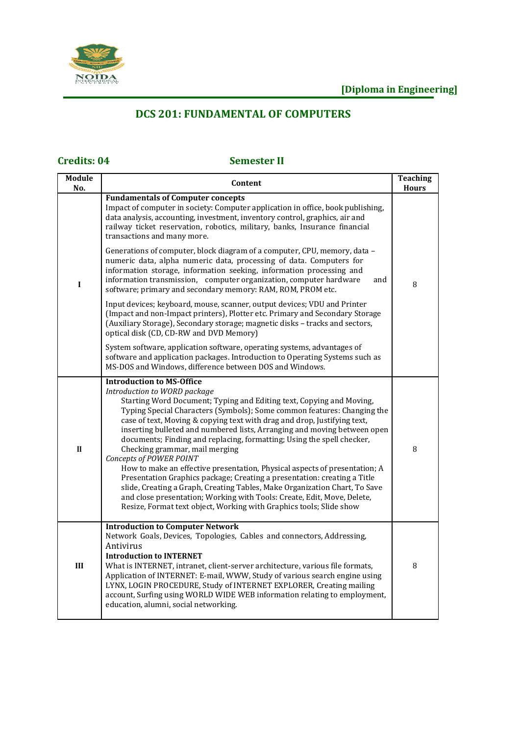[Diploma in Engineering]

## DCS 201: FUNDAMENTAL OF COMPUTERS

**Credits: 04** **Semester II**

| Module No. | Content | Teaching Hours |
|---|---|---|
| I | **Fundamentals of Computer concepts**<br>Impact of computer in society: Computer application in office, book publishing, data analysis, accounting, investment, inventory control, graphics, air and railway ticket reservation, robotics, military, banks, Insurance financial transactions and many more.<br><br>Generations of computer, block diagram of a computer, CPU, memory, data – numeric data, alpha numeric data, processing of data. Computers for information storage, information seeking, information processing and information transmission, computer organization, computer hardware and software; primary and secondary memory: RAM, ROM, PROM etc.<br><br>Input devices; keyboard, mouse, scanner, output devices; VDU and Printer (Impact and non-Impact printers), Plotter etc. Primary and Secondary Storage (Auxiliary Storage), Secondary storage; magnetic disks – tracks and sectors, optical disk (CD, CD-RW and DVD Memory)<br><br>System software, application software, operating systems, advantages of software and application packages. Introduction to Operating Systems such as MS-DOS and Windows, difference between DOS and Windows. | 8 |
| II | **Introduction to MS-Office**<br>*Introduction to WORD package*<br>Starting Word Document; Typing and Editing text, Copying and Moving, Typing Special Characters (Symbols); Some common features: Changing the case of text, Moving & copying text with drag and drop, Justifying text, inserting bulleted and numbered lists, Arranging and moving between open documents; Finding and replacing, formatting; Using the spell checker, Checking grammar, mail merging<br>*Concepts of POWER POINT*<br>How to make an effective presentation, Physical aspects of presentation; A Presentation Graphics package; Creating a presentation: creating a Title slide, Creating a Graph, Creating Tables, Make Organization Chart, To Save and close presentation; Working with Tools: Create, Edit, Move, Delete, Resize, Format text object, Working with Graphics tools; Slide show | 8 |
| III | **Introduction to Computer Network**<br>Network Goals, Devices, Topologies, Cables and connectors, Addressing, Antivirus<br>**Introduction to INTERNET**<br>What is INTERNET, intranet, client-server architecture, various file formats, Application of INTERNET: E-mail, WWW, Study of various search engine using LYNX, LOGIN PROCEDURE, Study of INTERNET EXPLORER, Creating mailing account, Surfing using WORLD WIDE WEB information relating to employment, education, alumni, social networking. | 8 |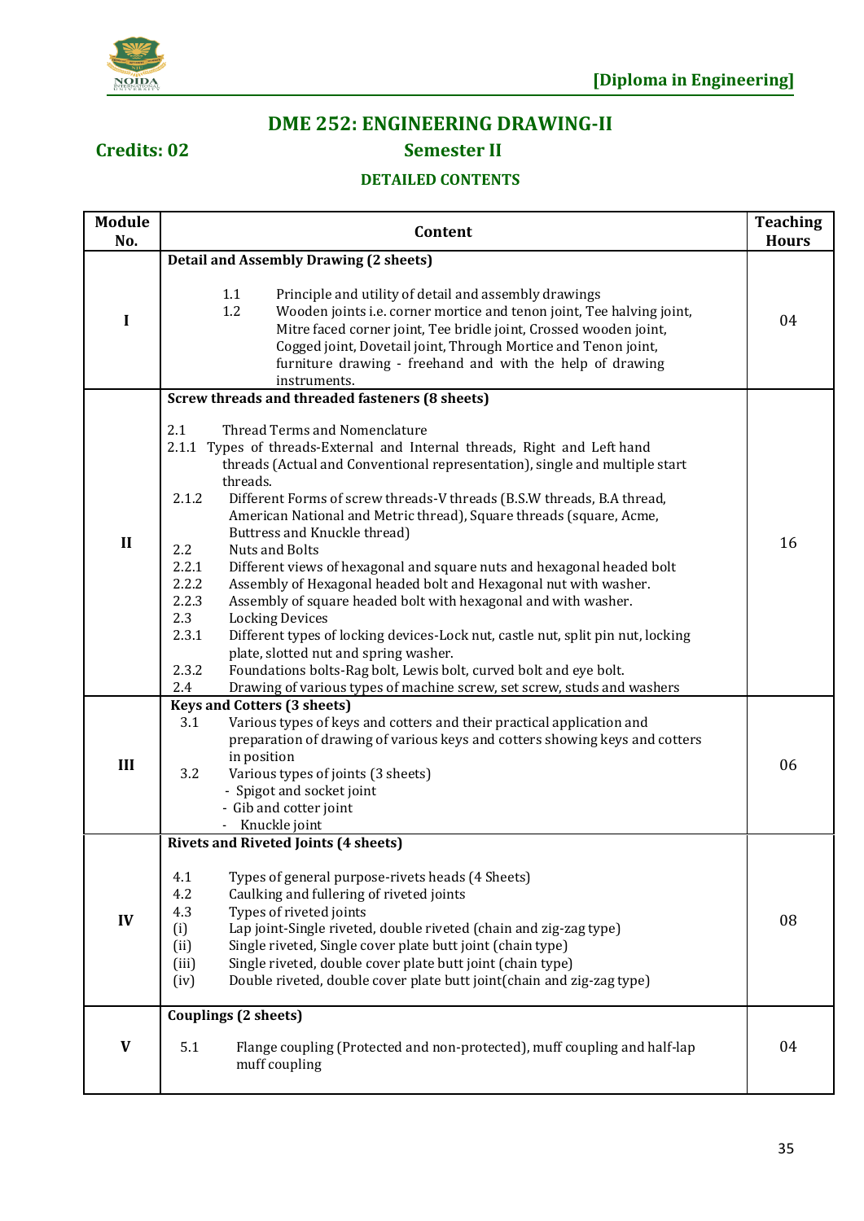# DME 252: ENGINEERING DRAWING-II

**Credits: 02** **Semester II**

### DETAILED CONTENTS

| Module No. | Content | Teaching Hours |
|---|---|---|
| I | **Detail and Assembly Drawing (2 sheets)**<br><br>1.1 Principle and utility of detail and assembly drawings<br>1.2 Wooden joints i.e. corner mortice and tenon joint, Tee halving joint, Mitre faced corner joint, Tee bridle joint, Crossed wooden joint, Cogged joint, Dovetail joint, Through Mortice and Tenon joint, furniture drawing - freehand and with the help of drawing instruments. | 04 |
| II | **Screw threads and threaded fasteners (8 sheets)**<br><br>2.1 Thread Terms and Nomenclature<br>2.1.1 Types of threads-External and Internal threads, Right and Left hand threads (Actual and Conventional representation), single and multiple start threads.<br>2.1.2 Different Forms of screw threads-V threads (B.S.W threads, B.A thread, American National and Metric thread), Square threads (square, Acme, Buttress and Knuckle thread)<br>2.2 Nuts and Bolts<br>2.2.1 Different views of hexagonal and square nuts and hexagonal headed bolt<br>2.2.2 Assembly of Hexagonal headed bolt and Hexagonal nut with washer.<br>2.2.3 Assembly of square headed bolt with hexagonal and with washer.<br>2.3 Locking Devices<br>2.3.1 Different types of locking devices-Lock nut, castle nut, split pin nut, locking plate, slotted nut and spring washer.<br>2.3.2 Foundations bolts-Rag bolt, Lewis bolt, curved bolt and eye bolt.<br>2.4 Drawing of various types of machine screw, set screw, studs and washers | 16 |
| III | **Keys and Cotters (3 sheets)**<br>3.1 Various types of keys and cotters and their practical application and preparation of drawing of various keys and cotters showing keys and cotters in position<br>3.2 Various types of joints (3 sheets)<br>- Spigot and socket joint<br>- Gib and cotter joint<br>- Knuckle joint | 06 |
| IV | **Rivets and Riveted Joints (4 sheets)**<br><br>4.1 Types of general purpose-rivets heads (4 Sheets)<br>4.2 Caulking and fullering of riveted joints<br>4.3 Types of riveted joints<br>(i) Lap joint-Single riveted, double riveted (chain and zig-zag type)<br>(ii) Single riveted, Single cover plate butt joint (chain type)<br>(iii) Single riveted, double cover plate butt joint (chain type)<br>(iv) Double riveted, double cover plate butt joint(chain and zig-zag type) | 08 |
| V | **Couplings (2 sheets)**<br><br>5.1 Flange coupling (Protected and non-protected), muff coupling and half-lap muff coupling | 04 |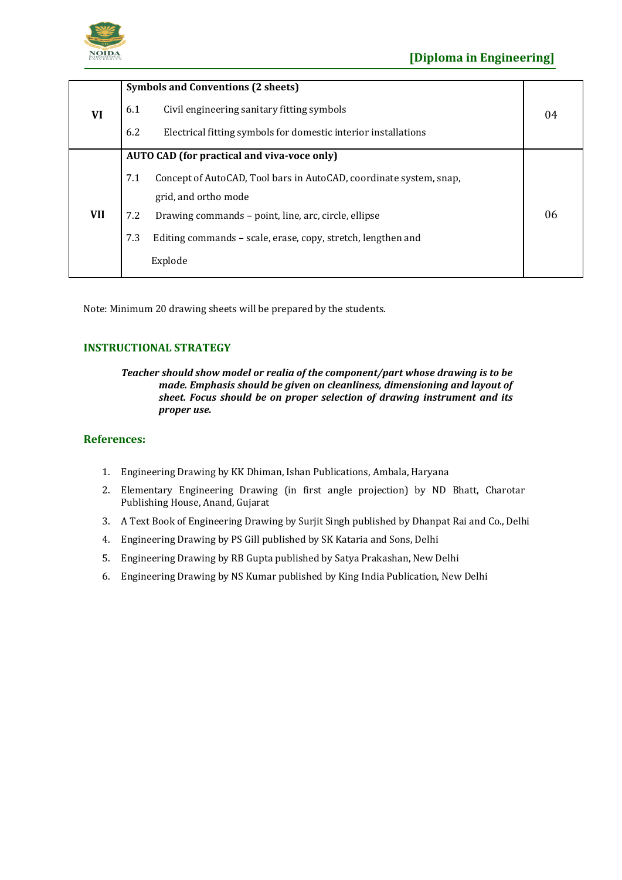| VI | **Symbols and Conventions (2 sheets)**<br>6.1 Civil engineering sanitary fitting symbols<br>6.2 Electrical fitting symbols for domestic interior installations | 04 |
|---|---|---|
| VII | **AUTO CAD (for practical and viva-voce only)**<br>7.1 Concept of AutoCAD, Tool bars in AutoCAD, coordinate system, snap, grid, and ortho mode<br>7.2 Drawing commands – point, line, arc, circle, ellipse<br>7.3 Editing commands – scale, erase, copy, stretch, lengthen and Explode | 06 |

Note: Minimum 20 drawing sheets will be prepared by the students.

## INSTRUCTIONAL STRATEGY

***Teacher should show model or realia of the component/part whose drawing is to be made. Emphasis should be given on cleanliness, dimensioning and layout of sheet. Focus should be on proper selection of drawing instrument and its proper use.***

## References:

1. Engineering Drawing by KK Dhiman, Ishan Publications, Ambala, Haryana
2. Elementary Engineering Drawing (in first angle projection) by ND Bhatt, Charotar Publishing House, Anand, Gujarat
3. A Text Book of Engineering Drawing by Surjit Singh published by Dhanpat Rai and Co., Delhi
4. Engineering Drawing by PS Gill published by SK Kataria and Sons, Delhi
5. Engineering Drawing by RB Gupta published by Satya Prakashan, New Delhi
6. Engineering Drawing by NS Kumar published by King India Publication, New Delhi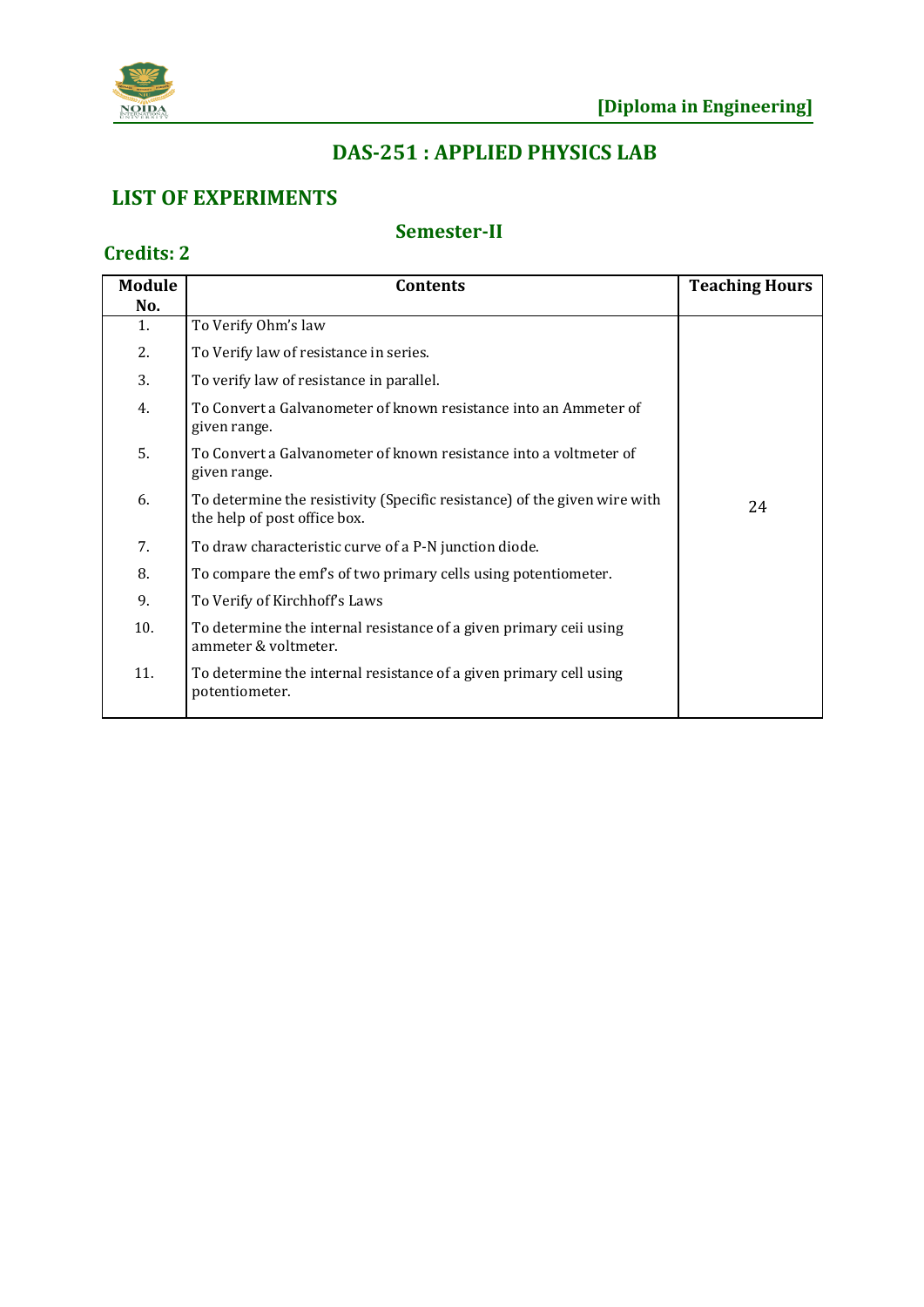# DAS-251 : APPLIED PHYSICS LAB

## LIST OF EXPERIMENTS

### Semester-II

**Credits: 2**

| Module No. | Contents | Teaching Hours |
|---|---|---|
| 1. | To Verify Ohm's law | 24 |
| 2. | To Verify law of resistance in series. | |
| 3. | To verify law of resistance in parallel. | |
| 4. | To Convert a Galvanometer of known resistance into an Ammeter of given range. | |
| 5. | To Convert a Galvanometer of known resistance into a voltmeter of given range. | |
| 6. | To determine the resistivity (Specific resistance) of the given wire with the help of post office box. | |
| 7. | To draw characteristic curve of a P-N junction diode. | |
| 8. | To compare the emf's of two primary cells using potentiometer. | |
| 9. | To Verify of Kirchhoff's Laws | |
| 10. | To determine the internal resistance of a given primary ceii using ammeter & voltmeter. | |
| 11. | To determine the internal resistance of a given primary cell using potentiometer. | |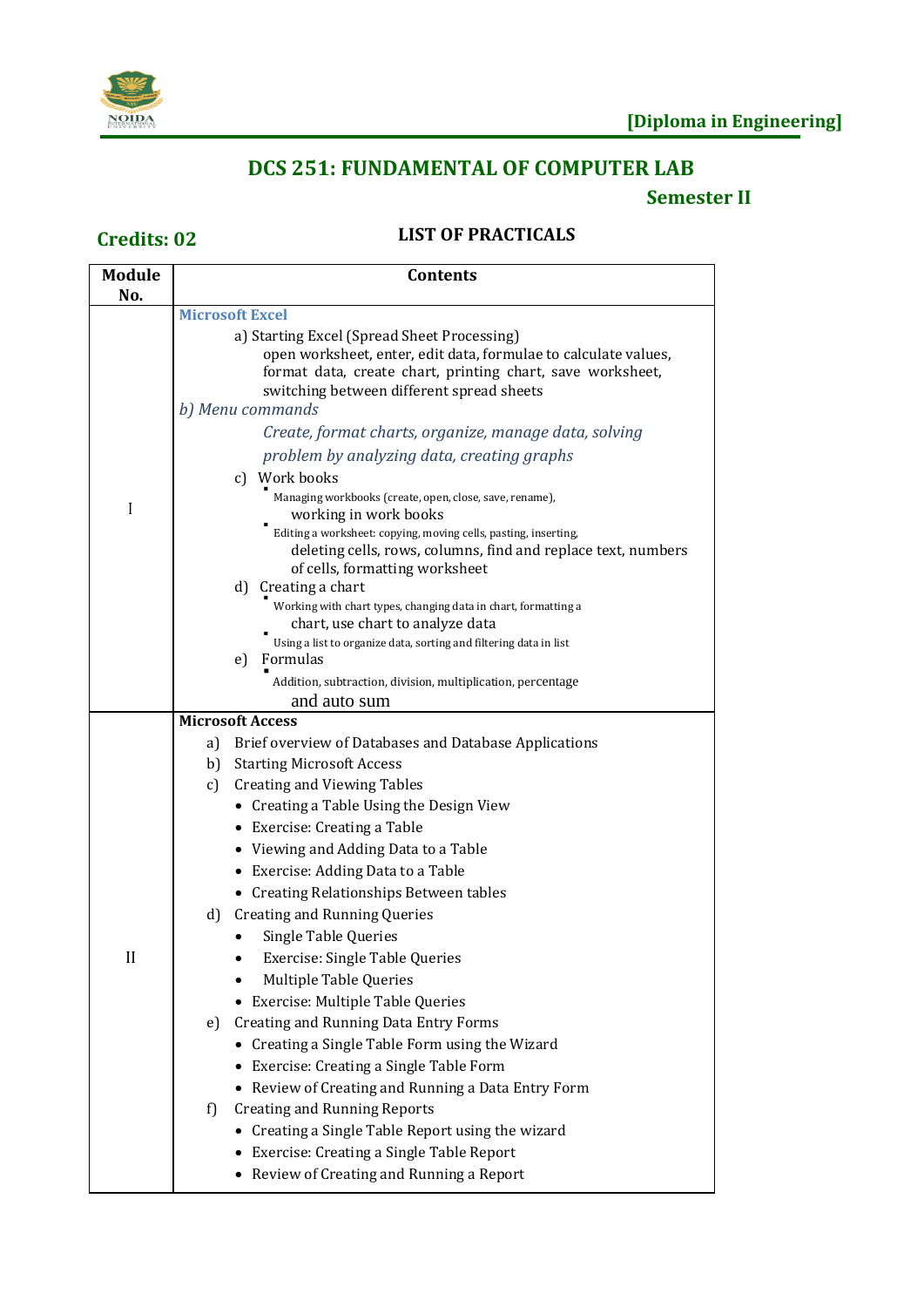**[Diploma in Engineering]**

## DCS 251: FUNDAMENTAL OF COMPUTER LAB

**Semester II**

**Credits: 02**

### LIST OF PRACTICALS

| Module No. | Contents |
|---|---|
| I | **Microsoft Excel**<br>a) Starting Excel (Spread Sheet Processing)<br>open worksheet, enter, edit data, formulae to calculate values, format data, create chart, printing chart, save worksheet, switching between different spread sheets<br>*b) Menu commands*<br>*Create, format charts, organize, manage data, solving problem by analyzing data, creating graphs*<br>c) Work books<br>▪ Managing workbooks (create, open, close, save, rename), working in work books<br>▪ Editing a worksheet: copying, moving cells, pasting, inserting, deleting cells, rows, columns, find and replace text, numbers of cells, formatting worksheet<br>d) Creating a chart<br>▪ Working with chart types, changing data in chart, formatting a chart, use chart to analyze data<br>▪ Using a list to organize data, sorting and filtering data in list<br>e) Formulas<br>▪ Addition, subtraction, division, multiplication, percentage and auto sum |
| II | **Microsoft Access**<br>a) Brief overview of Databases and Database Applications<br>b) Starting Microsoft Access<br>c) Creating and Viewing Tables<br>• Creating a Table Using the Design View<br>• Exercise: Creating a Table<br>• Viewing and Adding Data to a Table<br>• Exercise: Adding Data to a Table<br>• Creating Relationships Between tables<br>d) Creating and Running Queries<br>• Single Table Queries<br>• Exercise: Single Table Queries<br>• Multiple Table Queries<br>• Exercise: Multiple Table Queries<br>e) Creating and Running Data Entry Forms<br>• Creating a Single Table Form using the Wizard<br>• Exercise: Creating a Single Table Form<br>• Review of Creating and Running a Data Entry Form<br>f) Creating and Running Reports<br>• Creating a Single Table Report using the wizard<br>• Exercise: Creating a Single Table Report<br>• Review of Creating and Running a Report |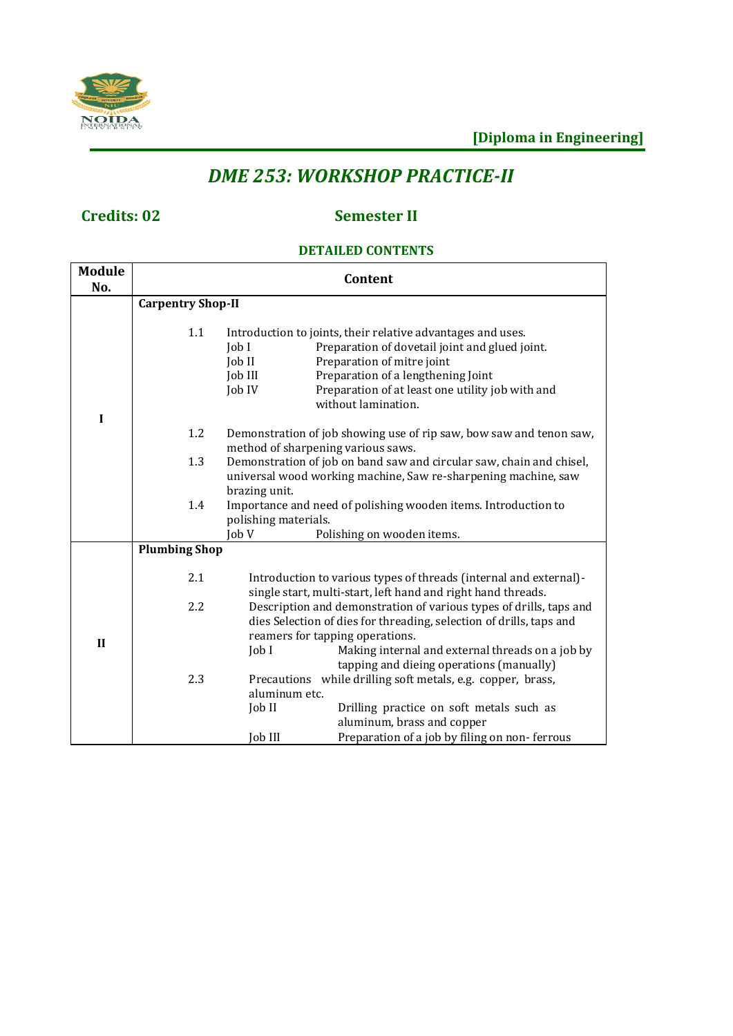[Diploma in Engineering]

# *DME 253: WORKSHOP PRACTICE-II*

**Credits: 02** **Semester II**

**DETAILED CONTENTS**

| Module No. | Content |
|---|---|
| **I** | **Carpentry Shop-II**<br><br>1.1 Introduction to joints, their relative advantages and uses.<br>Job I Preparation of dovetail joint and glued joint.<br>Job II Preparation of mitre joint<br>Job III Preparation of a lengthening Joint<br>Job IV Preparation of at least one utility job with and without lamination.<br><br>1.2 Demonstration of job showing use of rip saw, bow saw and tenon saw, method of sharpening various saws.<br>1.3 Demonstration of job on band saw and circular saw, chain and chisel, universal wood working machine, Saw re-sharpening machine, saw brazing unit.<br>1.4 Importance and need of polishing wooden items. Introduction to polishing materials.<br>Job V Polishing on wooden items. |
| **II** | **Plumbing Shop**<br><br>2.1 Introduction to various types of threads (internal and external)-single start, multi-start, left hand and right hand threads.<br>2.2 Description and demonstration of various types of drills, taps and dies Selection of dies for threading, selection of drills, taps and reamers for tapping operations.<br>Job I Making internal and external threads on a job by tapping and dieing operations (manually)<br>2.3 Precautions while drilling soft metals, e.g. copper, brass, aluminum etc.<br>Job II Drilling practice on soft metals such as aluminum, brass and copper<br>Job III Preparation of a job by filing on non- ferrous |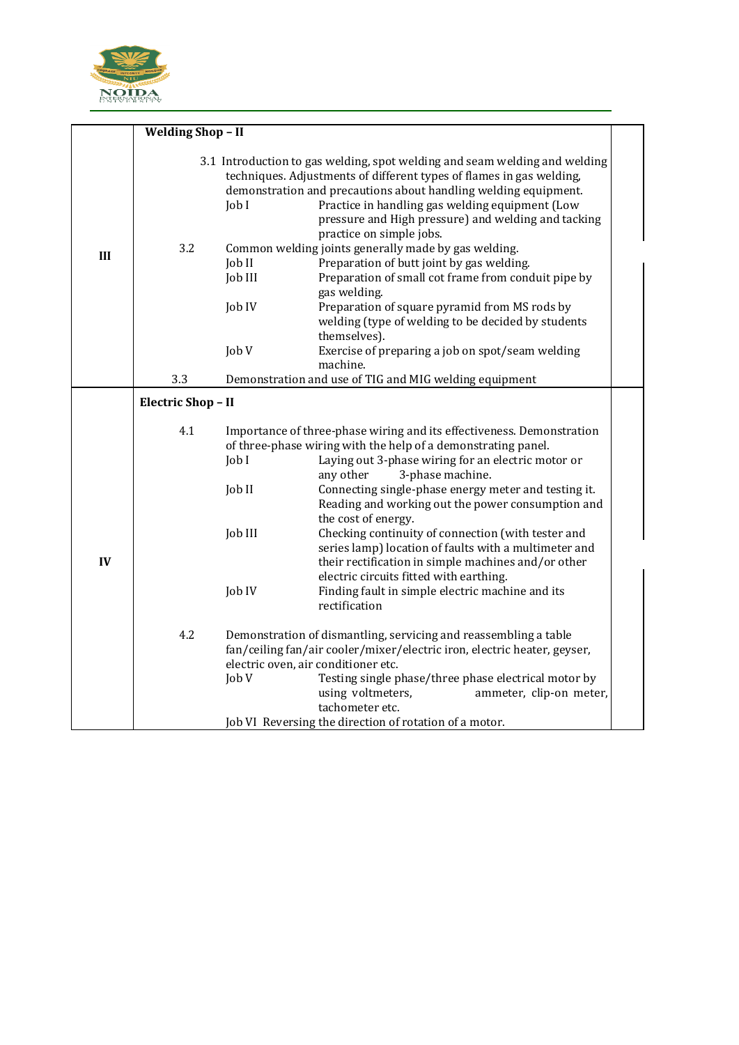| | | |
|---|---|---|
| III | **Welding Shop – II**<br><br>3.1 Introduction to gas welding, spot welding and seam welding and welding techniques. Adjustments of different types of flames in gas welding, demonstration and precautions about handling welding equipment.<br>Job I — Practice in handling gas welding equipment (Low pressure and High pressure) and welding and tacking practice on simple jobs.<br>3.2 Common welding joints generally made by gas welding.<br>Job II — Preparation of butt joint by gas welding.<br>Job III — Preparation of small cot frame from conduit pipe by gas welding.<br>Job IV — Preparation of square pyramid from MS rods by welding (type of welding to be decided by students themselves).<br>Job V — Exercise of preparing a job on spot/seam welding machine.<br>3.3 Demonstration and use of TIG and MIG welding equipment | |
| IV | **Electric Shop – II**<br><br>4.1 Importance of three-phase wiring and its effectiveness. Demonstration of three-phase wiring with the help of a demonstrating panel.<br>Job I — Laying out 3-phase wiring for an electric motor or any other 3-phase machine.<br>Job II — Connecting single-phase energy meter and testing it. Reading and working out the power consumption and the cost of energy.<br>Job III — Checking continuity of connection (with tester and series lamp) location of faults with a multimeter and their rectification in simple machines and/or other electric circuits fitted with earthing.<br>Job IV — Finding fault in simple electric machine and its rectification<br><br>4.2 Demonstration of dismantling, servicing and reassembling a table fan/ceiling fan/air cooler/mixer/electric iron, electric heater, geyser, electric oven, air conditioner etc.<br>Job V — Testing single phase/three phase electrical motor by using voltmeters, ammeter, clip-on meter, tachometer etc.<br>Job VI Reversing the direction of rotation of a motor. | |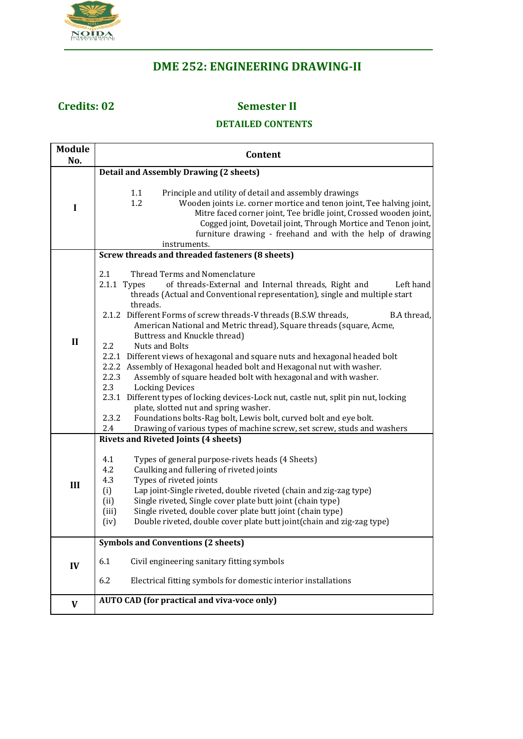# DME 252: ENGINEERING DRAWING-II

**Credits: 02** **Semester II**

**DETAILED CONTENTS**

| Module No. | Content |
|---|---|
| I | **Detail and Assembly Drawing (2 sheets)**<br><br>1.1 Principle and utility of detail and assembly drawings<br>1.2 Wooden joints i.e. corner mortice and tenon joint, Tee halving joint, Mitre faced corner joint, Tee bridle joint, Crossed wooden joint, Cogged joint, Dovetail joint, Through Mortice and Tenon joint, furniture drawing - freehand and with the help of drawing instruments. |
| II | **Screw threads and threaded fasteners (8 sheets)**<br><br>2.1 Thread Terms and Nomenclature<br>2.1.1 Types of threads-External and Internal threads, Right and Left hand threads (Actual and Conventional representation), single and multiple start threads.<br>2.1.2 Different Forms of screw threads-V threads (B.S.W threads, B.A thread, American National and Metric thread), Square threads (square, Acme, Buttress and Knuckle thread)<br>2.2 Nuts and Bolts<br>2.2.1 Different views of hexagonal and square nuts and hexagonal headed bolt<br>2.2.2 Assembly of Hexagonal headed bolt and Hexagonal nut with washer.<br>2.2.3 Assembly of square headed bolt with hexagonal and with washer.<br>2.3 Locking Devices<br>2.3.1 Different types of locking devices-Lock nut, castle nut, split pin nut, locking plate, slotted nut and spring washer.<br>2.3.2 Foundations bolts-Rag bolt, Lewis bolt, curved bolt and eye bolt.<br>2.4 Drawing of various types of machine screw, set screw, studs and washers |
| III | **Rivets and Riveted Joints (4 sheets)**<br><br>4.1 Types of general purpose-rivets heads (4 Sheets)<br>4.2 Caulking and fullering of riveted joints<br>4.3 Types of riveted joints<br>(i) Lap joint-Single riveted, double riveted (chain and zig-zag type)<br>(ii) Single riveted, Single cover plate butt joint (chain type)<br>(iii) Single riveted, double cover plate butt joint (chain type)<br>(iv) Double riveted, double cover plate butt joint(chain and zig-zag type) |
| IV | **Symbols and Conventions (2 sheets)**<br><br>6.1 Civil engineering sanitary fitting symbols<br><br>6.2 Electrical fitting symbols for domestic interior installations |
| V | **AUTO CAD (for practical and viva-voce only)** |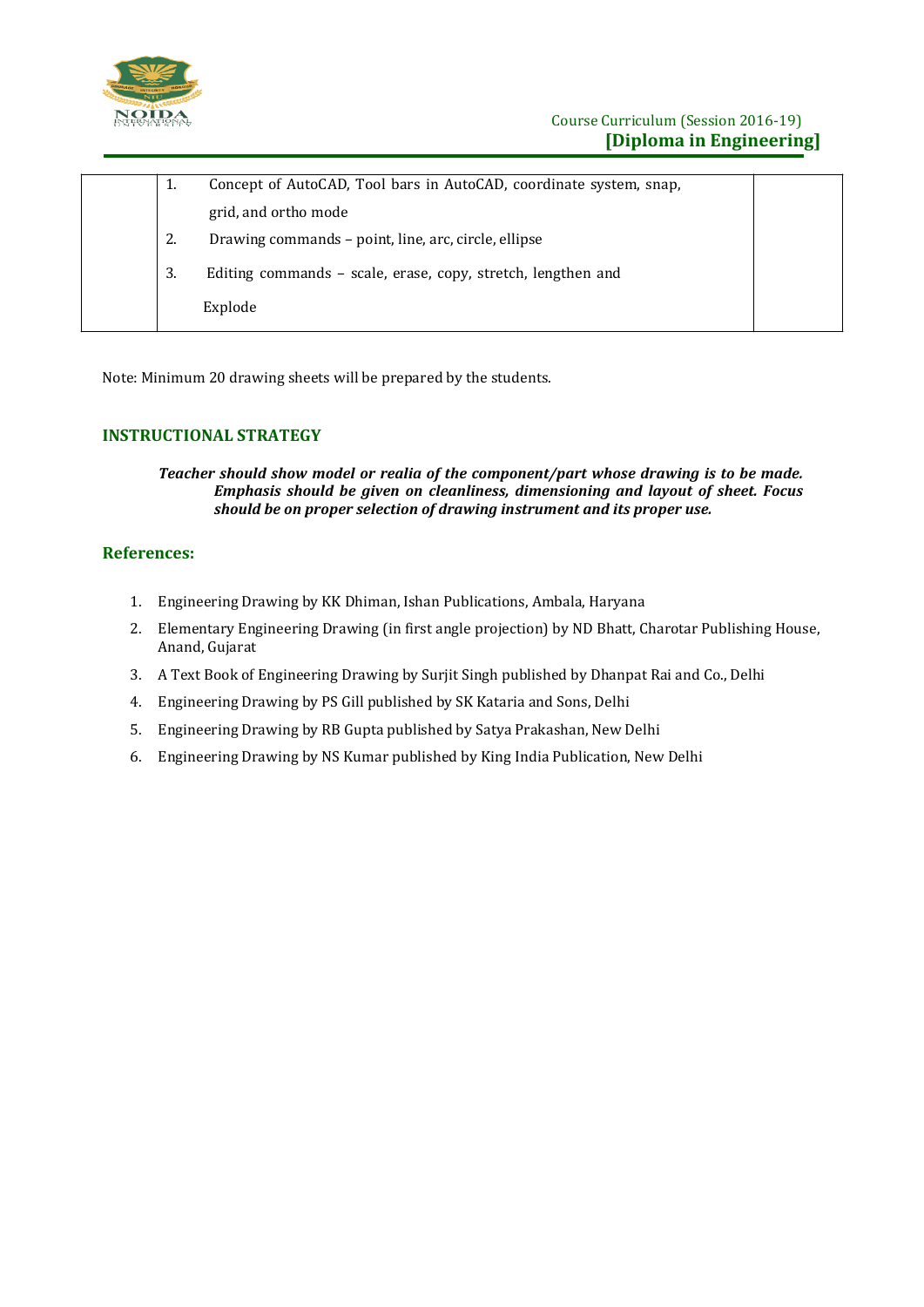| | | |
|---|---|---|
| | 1. Concept of AutoCAD, Tool bars in AutoCAD, coordinate system, snap, grid, and ortho mode<br>2. Drawing commands – point, line, arc, circle, ellipse<br>3. Editing commands – scale, erase, copy, stretch, lengthen and Explode | |

Note: Minimum 20 drawing sheets will be prepared by the students.

## INSTRUCTIONAL STRATEGY

***Teacher should show model or realia of the component/part whose drawing is to be made. Emphasis should be given on cleanliness, dimensioning and layout of sheet. Focus should be on proper selection of drawing instrument and its proper use.***

## References:

1. Engineering Drawing by KK Dhiman, Ishan Publications, Ambala, Haryana
2. Elementary Engineering Drawing (in first angle projection) by ND Bhatt, Charotar Publishing House, Anand, Gujarat
3. A Text Book of Engineering Drawing by Surjit Singh published by Dhanpat Rai and Co., Delhi
4. Engineering Drawing by PS Gill published by SK Kataria and Sons, Delhi
5. Engineering Drawing by RB Gupta published by Satya Prakashan, New Delhi
6. Engineering Drawing by NS Kumar published by King India Publication, New Delhi